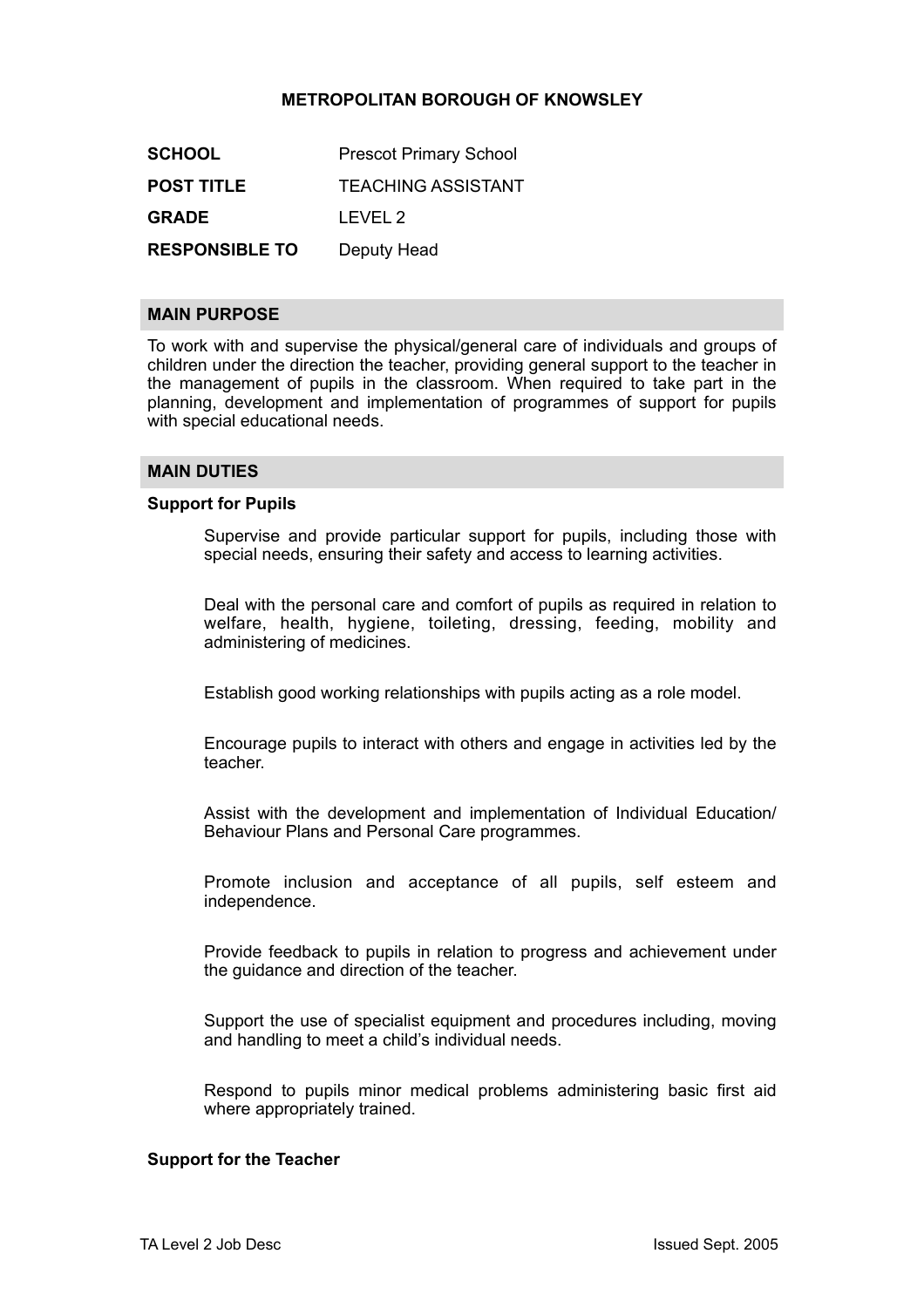# METROPOLITAN BOROUGH OF KNOWSLEY

| | |
|---|---|
| **SCHOOL** | Prescot Primary School |
| **POST TITLE** | TEACHING ASSISTANT |
| **GRADE** | LEVEL 2 |
| **RESPONSIBLE TO** | Deputy Head |

## MAIN PURPOSE

To work with and supervise the physical/general care of individuals and groups of children under the direction the teacher, providing general support to the teacher in the management of pupils in the classroom. When required to take part in the planning, development and implementation of programmes of support for pupils with special educational needs.

## MAIN DUTIES

### Support for Pupils

Supervise and provide particular support for pupils, including those with special needs, ensuring their safety and access to learning activities.

Deal with the personal care and comfort of pupils as required in relation to welfare, health, hygiene, toileting, dressing, feeding, mobility and administering of medicines.

Establish good working relationships with pupils acting as a role model.

Encourage pupils to interact with others and engage in activities led by the teacher.

Assist with the development and implementation of Individual Education/ Behaviour Plans and Personal Care programmes.

Promote inclusion and acceptance of all pupils, self esteem and independence.

Provide feedback to pupils in relation to progress and achievement under the guidance and direction of the teacher.

Support the use of specialist equipment and procedures including, moving and handling to meet a child's individual needs.

Respond to pupils minor medical problems administering basic first aid where appropriately trained.

### Support for the Teacher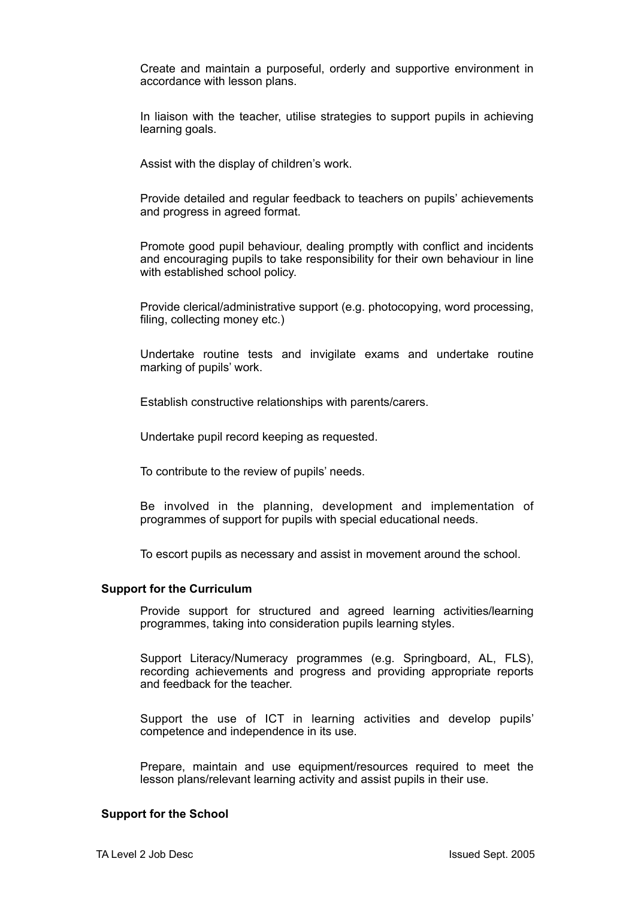Create and maintain a purposeful, orderly and supportive environment in accordance with lesson plans.

In liaison with the teacher, utilise strategies to support pupils in achieving learning goals.

Assist with the display of children's work.

Provide detailed and regular feedback to teachers on pupils' achievements and progress in agreed format.

Promote good pupil behaviour, dealing promptly with conflict and incidents and encouraging pupils to take responsibility for their own behaviour in line with established school policy.

Provide clerical/administrative support (e.g. photocopying, word processing, filing, collecting money etc.)

Undertake routine tests and invigilate exams and undertake routine marking of pupils' work.

Establish constructive relationships with parents/carers.

Undertake pupil record keeping as requested.

To contribute to the review of pupils' needs.

Be involved in the planning, development and implementation of programmes of support for pupils with special educational needs.

To escort pupils as necessary and assist in movement around the school.

**Support for the Curriculum**

Provide support for structured and agreed learning activities/learning programmes, taking into consideration pupils learning styles.

Support Literacy/Numeracy programmes (e.g. Springboard, AL, FLS), recording achievements and progress and providing appropriate reports and feedback for the teacher.

Support the use of ICT in learning activities and develop pupils' competence and independence in its use.

Prepare, maintain and use equipment/resources required to meet the lesson plans/relevant learning activity and assist pupils in their use.

**Support for the School**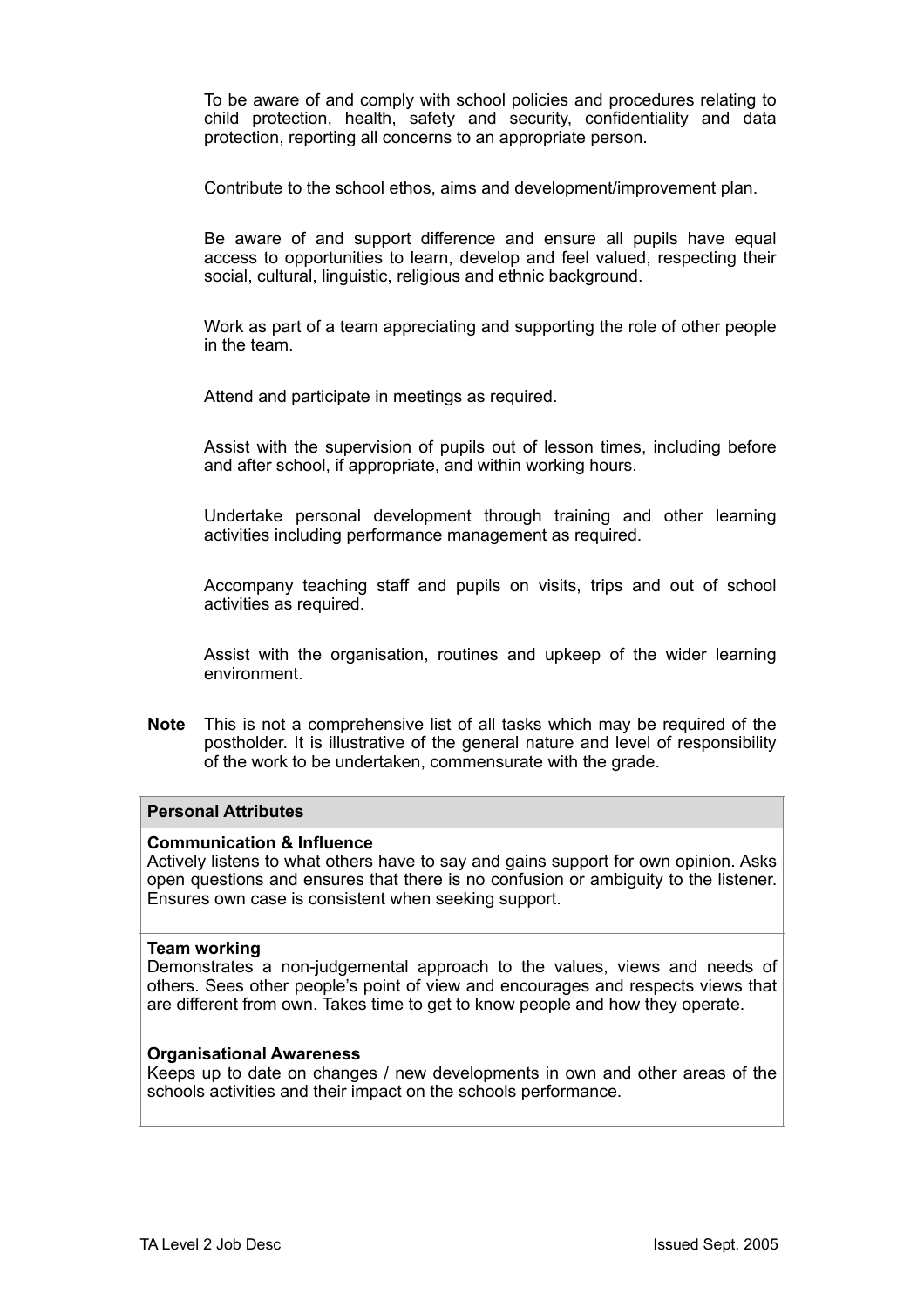To be aware of and comply with school policies and procedures relating to child protection, health, safety and security, confidentiality and data protection, reporting all concerns to an appropriate person.

Contribute to the school ethos, aims and development/improvement plan.

Be aware of and support difference and ensure all pupils have equal access to opportunities to learn, develop and feel valued, respecting their social, cultural, linguistic, religious and ethnic background.

Work as part of a team appreciating and supporting the role of other people in the team.

Attend and participate in meetings as required.

Assist with the supervision of pupils out of lesson times, including before and after school, if appropriate, and within working hours.

Undertake personal development through training and other learning activities including performance management as required.

Accompany teaching staff and pupils on visits, trips and out of school activities as required.

Assist with the organisation, routines and upkeep of the wider learning environment.

**Note** This is not a comprehensive list of all tasks which may be required of the postholder. It is illustrative of the general nature and level of responsibility of the work to be undertaken, commensurate with the grade.

| **Personal Attributes** |
|---|
| **Communication & Influence**<br>Actively listens to what others have to say and gains support for own opinion. Asks open questions and ensures that there is no confusion or ambiguity to the listener. Ensures own case is consistent when seeking support. |
| **Team working**<br>Demonstrates a non-judgemental approach to the values, views and needs of others. Sees other people's point of view and encourages and respects views that are different from own. Takes time to get to know people and how they operate. |
| **Organisational Awareness**<br>Keeps up to date on changes / new developments in own and other areas of the schools activities and their impact on the schools performance. |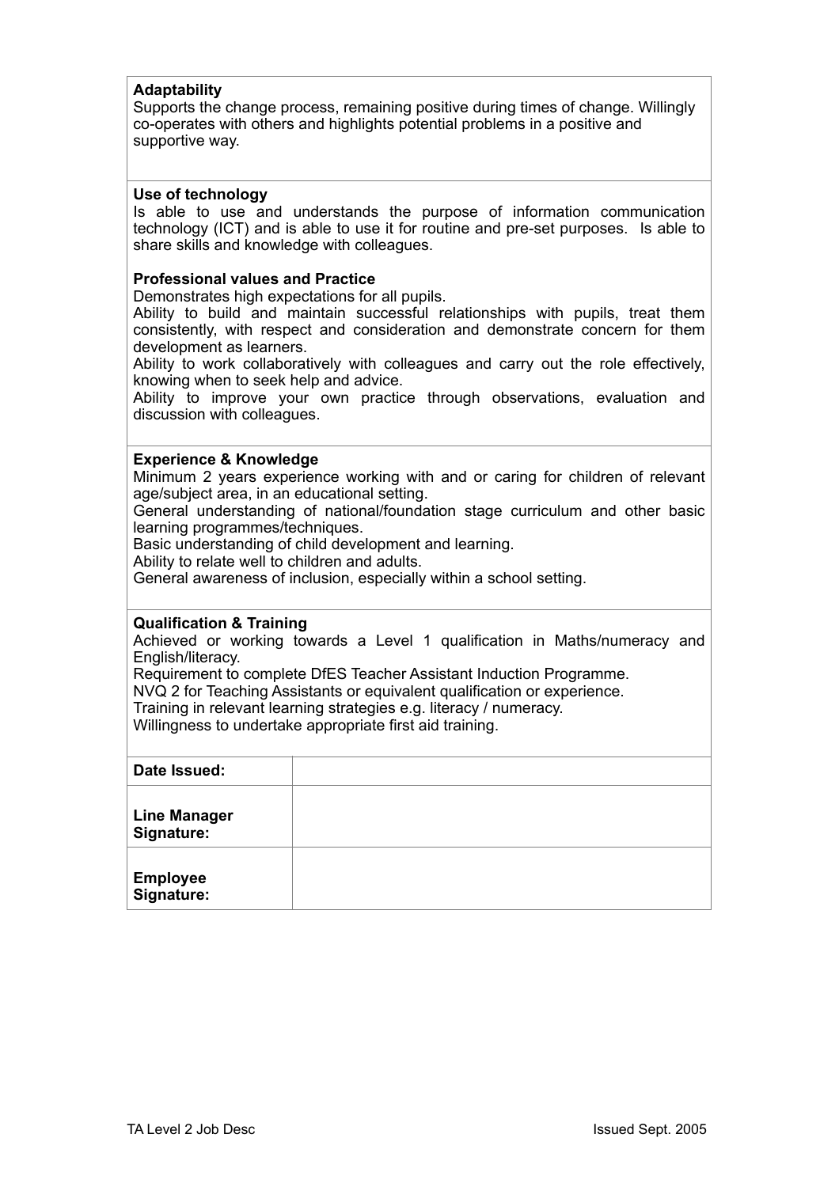**Adaptability**

Supports the change process, remaining positive during times of change. Willingly co-operates with others and highlights potential problems in a positive and supportive way.

**Use of technology**

Is able to use and understands the purpose of information communication technology (ICT) and is able to use it for routine and pre-set purposes. Is able to share skills and knowledge with colleagues.

**Professional values and Practice**

Demonstrates high expectations for all pupils.
Ability to build and maintain successful relationships with pupils, treat them consistently, with respect and consideration and demonstrate concern for them development as learners.
Ability to work collaboratively with colleagues and carry out the role effectively, knowing when to seek help and advice.
Ability to improve your own practice through observations, evaluation and discussion with colleagues.

**Experience & Knowledge**

Minimum 2 years experience working with and or caring for children of relevant age/subject area, in an educational setting.
General understanding of national/foundation stage curriculum and other basic learning programmes/techniques.
Basic understanding of child development and learning.
Ability to relate well to children and adults.
General awareness of inclusion, especially within a school setting.

**Qualification & Training**

Achieved or working towards a Level 1 qualification in Maths/numeracy and English/literacy.
Requirement to complete DfES Teacher Assistant Induction Programme.
NVQ 2 for Teaching Assistants or equivalent qualification or experience.
Training in relevant learning strategies e.g. literacy / numeracy.
Willingness to undertake appropriate first aid training.

| | |
|---|---|
| **Date Issued:** | |
| **Line Manager Signature:** | |
| **Employee Signature:** | |